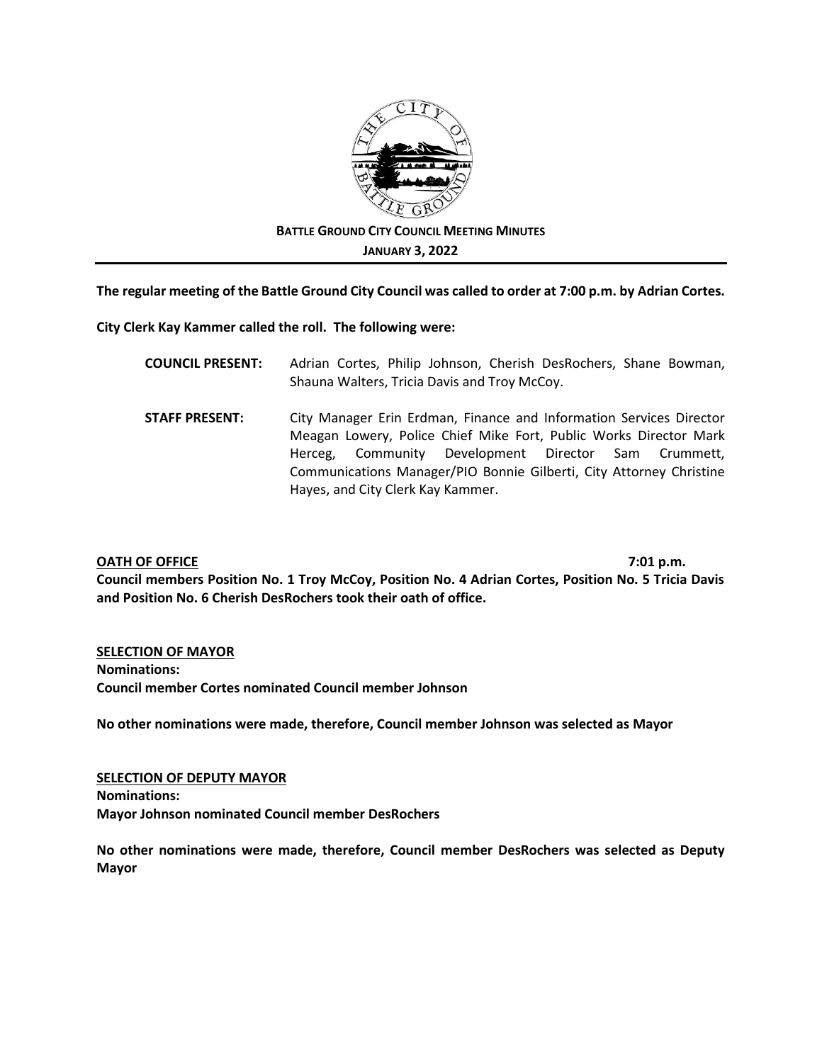**BATTLE GROUND CITY COUNCIL MEETING MINUTES**

**JANUARY 3, 2022**

---

**The regular meeting of the Battle Ground City Council was called to order at 7:00 p.m. by Adrian Cortes.**

**City Clerk Kay Kammer called the roll. The following were:**

**COUNCIL PRESENT:** Adrian Cortes, Philip Johnson, Cherish DesRochers, Shane Bowman, Shauna Walters, Tricia Davis and Troy McCoy.

**STAFF PRESENT:** City Manager Erin Erdman, Finance and Information Services Director Meagan Lowery, Police Chief Mike Fort, Public Works Director Mark Herceg, Community Development Director Sam Crummett, Communications Manager/PIO Bonnie Gilberti, City Attorney Christine Hayes, and City Clerk Kay Kammer.

**OATH OF OFFICE** **7:01 p.m.**

**Council members Position No. 1 Troy McCoy, Position No. 4 Adrian Cortes, Position No. 5 Tricia Davis and Position No. 6 Cherish DesRochers took their oath of office.**

**SELECTION OF MAYOR**

**Nominations:**

**Council member Cortes nominated Council member Johnson**

**No other nominations were made, therefore, Council member Johnson was selected as Mayor**

**SELECTION OF DEPUTY MAYOR**

**Nominations:**

**Mayor Johnson nominated Council member DesRochers**

**No other nominations were made, therefore, Council member DesRochers was selected as Deputy Mayor**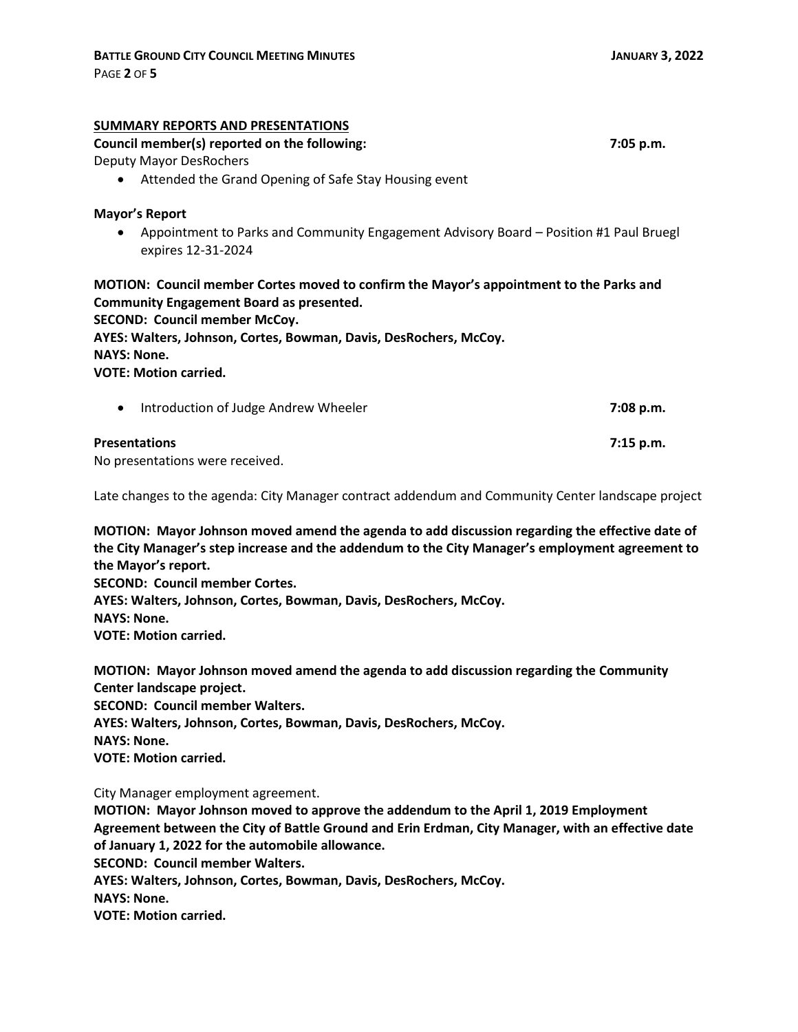## SUMMARY REPORTS AND PRESENTATIONS

**Council member(s) reported on the following:** **7:05 p.m.**

Deputy Mayor DesRochers

- Attended the Grand Opening of Safe Stay Housing event

**Mayor's Report**

- Appointment to Parks and Community Engagement Advisory Board – Position #1 Paul Bruegl expires 12-31-2024

**MOTION: Council member Cortes moved to confirm the Mayor's appointment to the Parks and Community Engagement Board as presented.**
**SECOND: Council member McCoy.**
**AYES: Walters, Johnson, Cortes, Bowman, Davis, DesRochers, McCoy.**
**NAYS: None.**
**VOTE: Motion carried.**

- Introduction of Judge Andrew Wheeler **7:08 p.m.**

**Presentations** **7:15 p.m.**

No presentations were received.

Late changes to the agenda: City Manager contract addendum and Community Center landscape project

**MOTION: Mayor Johnson moved amend the agenda to add discussion regarding the effective date of the City Manager's step increase and the addendum to the City Manager's employment agreement to the Mayor's report.**
**SECOND: Council member Cortes.**
**AYES: Walters, Johnson, Cortes, Bowman, Davis, DesRochers, McCoy.**
**NAYS: None.**
**VOTE: Motion carried.**

**MOTION: Mayor Johnson moved amend the agenda to add discussion regarding the Community Center landscape project.**
**SECOND: Council member Walters.**
**AYES: Walters, Johnson, Cortes, Bowman, Davis, DesRochers, McCoy.**
**NAYS: None.**
**VOTE: Motion carried.**

City Manager employment agreement.

**MOTION: Mayor Johnson moved to approve the addendum to the April 1, 2019 Employment Agreement between the City of Battle Ground and Erin Erdman, City Manager, with an effective date of January 1, 2022 for the automobile allowance.**
**SECOND: Council member Walters.**
**AYES: Walters, Johnson, Cortes, Bowman, Davis, DesRochers, McCoy.**
**NAYS: None.**
**VOTE: Motion carried.**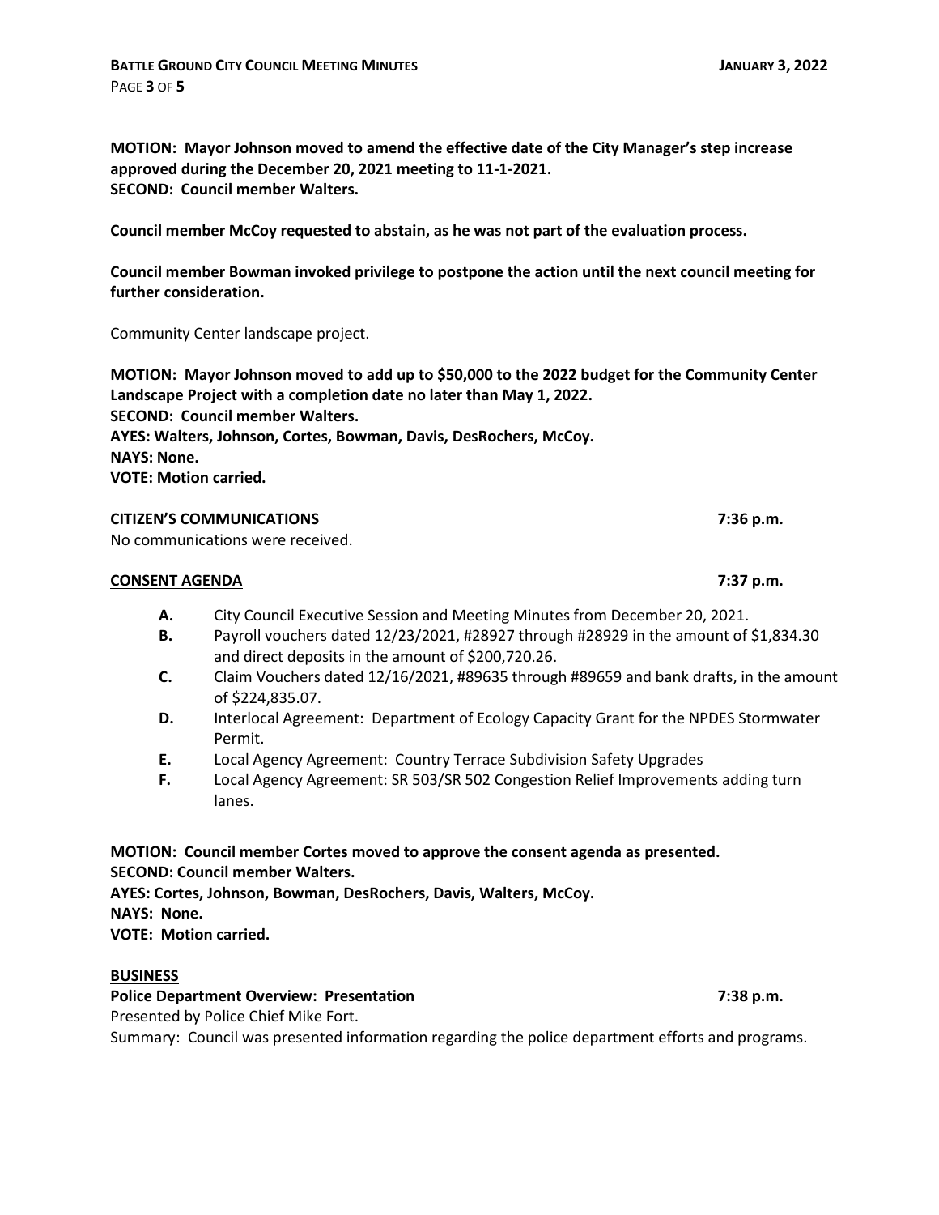**MOTION: Mayor Johnson moved to amend the effective date of the City Manager's step increase approved during the December 20, 2021 meeting to 11-1-2021.**
**SECOND: Council member Walters.**

**Council member McCoy requested to abstain, as he was not part of the evaluation process.**

**Council member Bowman invoked privilege to postpone the action until the next council meeting for further consideration.**

Community Center landscape project.

**MOTION: Mayor Johnson moved to add up to $50,000 to the 2022 budget for the Community Center Landscape Project with a completion date no later than May 1, 2022.**
**SECOND: Council member Walters.**
**AYES: Walters, Johnson, Cortes, Bowman, Davis, DesRochers, McCoy.**
**NAYS: None.**
**VOTE: Motion carried.**

**CITIZEN'S COMMUNICATIONS** **7:36 p.m.**

No communications were received.

**CONSENT AGENDA** **7:37 p.m.**

- **A.** City Council Executive Session and Meeting Minutes from December 20, 2021.
- **B.** Payroll vouchers dated 12/23/2021, #28927 through #28929 in the amount of $1,834.30 and direct deposits in the amount of $200,720.26.
- **C.** Claim Vouchers dated 12/16/2021, #89635 through #89659 and bank drafts, in the amount of $224,835.07.
- **D.** Interlocal Agreement: Department of Ecology Capacity Grant for the NPDES Stormwater Permit.
- **E.** Local Agency Agreement: Country Terrace Subdivision Safety Upgrades
- **F.** Local Agency Agreement: SR 503/SR 502 Congestion Relief Improvements adding turn lanes.

**MOTION: Council member Cortes moved to approve the consent agenda as presented.**
**SECOND: Council member Walters.**
**AYES: Cortes, Johnson, Bowman, DesRochers, Davis, Walters, McCoy.**
**NAYS: None.**
**VOTE: Motion carried.**

**BUSINESS**

**Police Department Overview: Presentation** **7:38 p.m.**

Presented by Police Chief Mike Fort.
Summary: Council was presented information regarding the police department efforts and programs.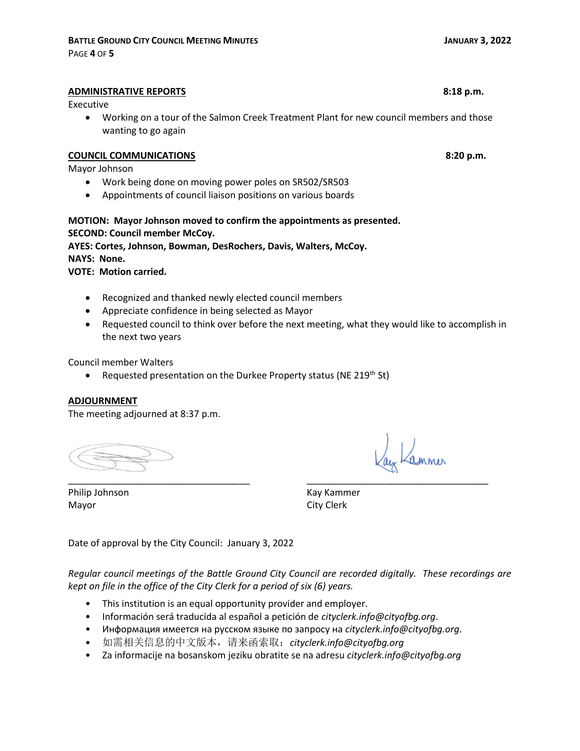**ADMINISTRATIVE REPORTS** **8:18 p.m.**

Executive

- Working on a tour of the Salmon Creek Treatment Plant for new council members and those wanting to go again

**COUNCIL COMMUNICATIONS** **8:20 p.m.**

Mayor Johnson

- Work being done on moving power poles on SR502/SR503
- Appointments of council liaison positions on various boards

**MOTION: Mayor Johnson moved to confirm the appointments as presented.**
**SECOND: Council member McCoy.**
**AYES: Cortes, Johnson, Bowman, DesRochers, Davis, Walters, McCoy.**
**NAYS: None.**
**VOTE: Motion carried.**

- Recognized and thanked newly elected council members
- Appreciate confidence in being selected as Mayor
- Requested council to think over before the next meeting, what they would like to accomplish in the next two years

Council member Walters

- Requested presentation on the Durkee Property status (NE 219th St)

**ADJOURNMENT**

The meeting adjourned at 8:37 p.m.

Philip Johnson
Mayor

Kay Kammer
City Clerk

Date of approval by the City Council: January 3, 2022

*Regular council meetings of the Battle Ground City Council are recorded digitally. These recordings are kept on file in the office of the City Clerk for a period of six (6) years.*

- This institution is an equal opportunity provider and employer.
- Información será traducida al español a petición de *cityclerk.info@cityofbg.org*.
- Информация имеется на русском языке по запросу на *cityclerk.info@cityofbg.org*.
- 如需相关信息的中文版本，请来函索取：*cityclerk.info@cityofbg.org*
- Za informacije na bosanskom jeziku obratite se na adresu *cityclerk.info@cityofbg.org*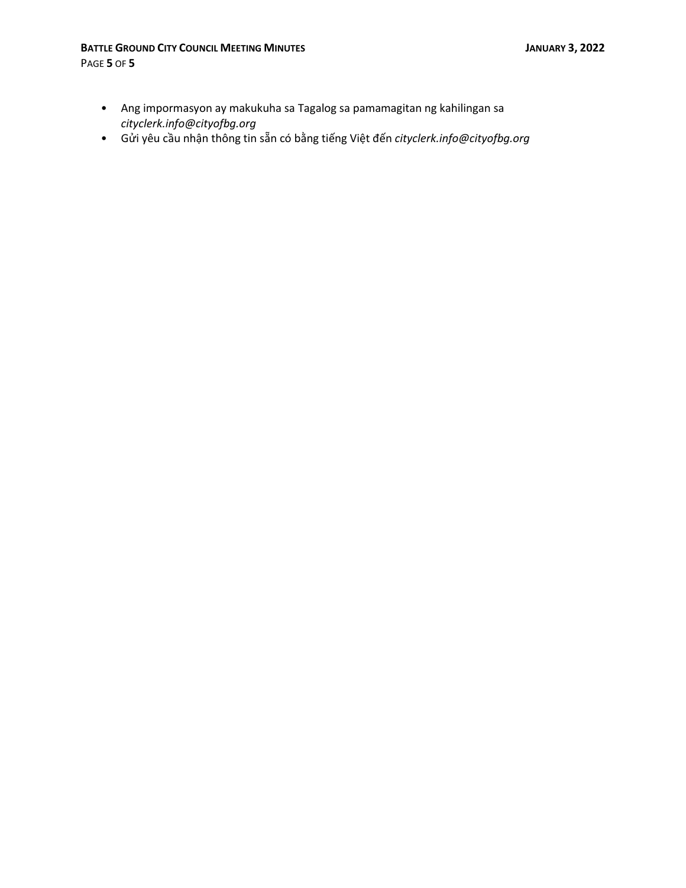- Ang impormasyon ay makukuha sa Tagalog sa pamamagitan ng kahilingan sa *cityclerk.info@cityofbg.org*
- Gửi yêu cầu nhận thông tin sẵn có bằng tiếng Việt đến *cityclerk.info@cityofbg.org*